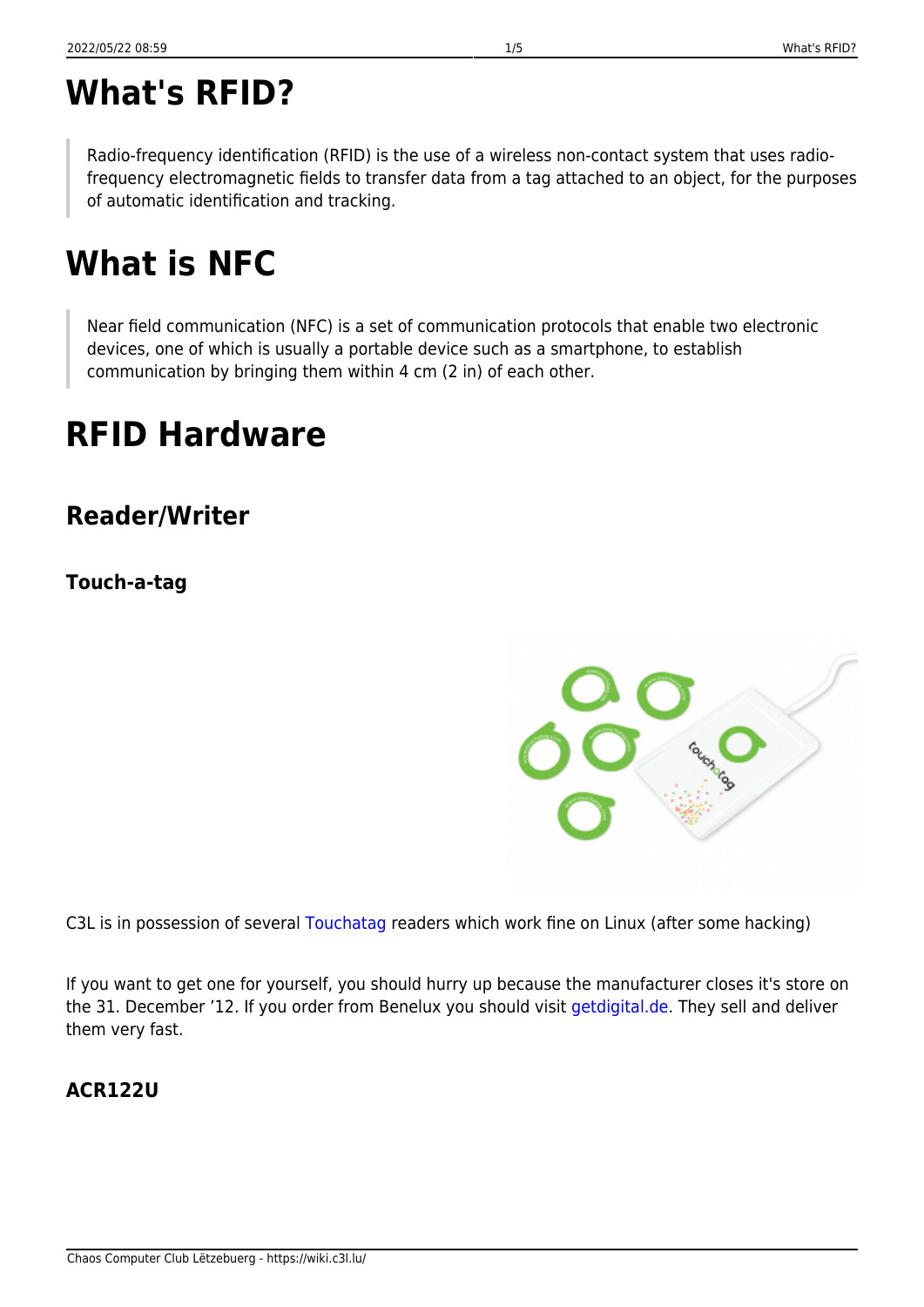# What's RFID?

> Radio-frequency identification (RFID) is the use of a wireless non-contact system that uses radio-frequency electromagnetic fields to transfer data from a tag attached to an object, for the purposes of automatic identification and tracking.

# What is NFC

> Near field communication (NFC) is a set of communication protocols that enable two electronic devices, one of which is usually a portable device such as a smartphone, to establish communication by bringing them within 4 cm (2 in) of each other.

# RFID Hardware

## Reader/Writer

### Touch-a-tag

C3L is in possession of several Touchatag readers which work fine on Linux (after some hacking)

If you want to get one for yourself, you should hurry up because the manufacturer closes it's store on the 31. December '12. If you order from Benelux you should visit getdigital.de. They sell and deliver them very fast.

### ACR122U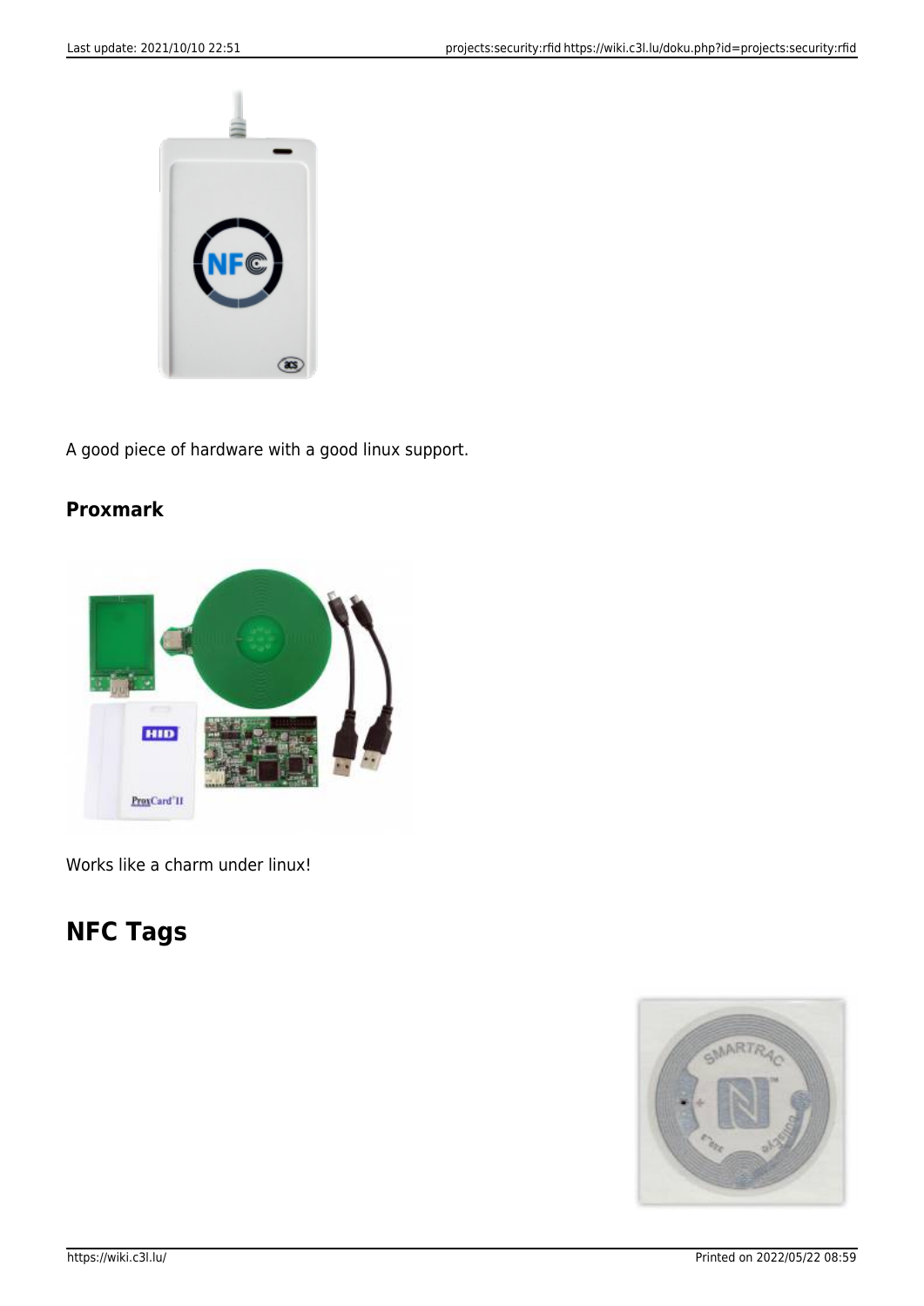A good piece of hardware with a good linux support.

### Proxmark

Works like a charm under linux!

## NFC Tags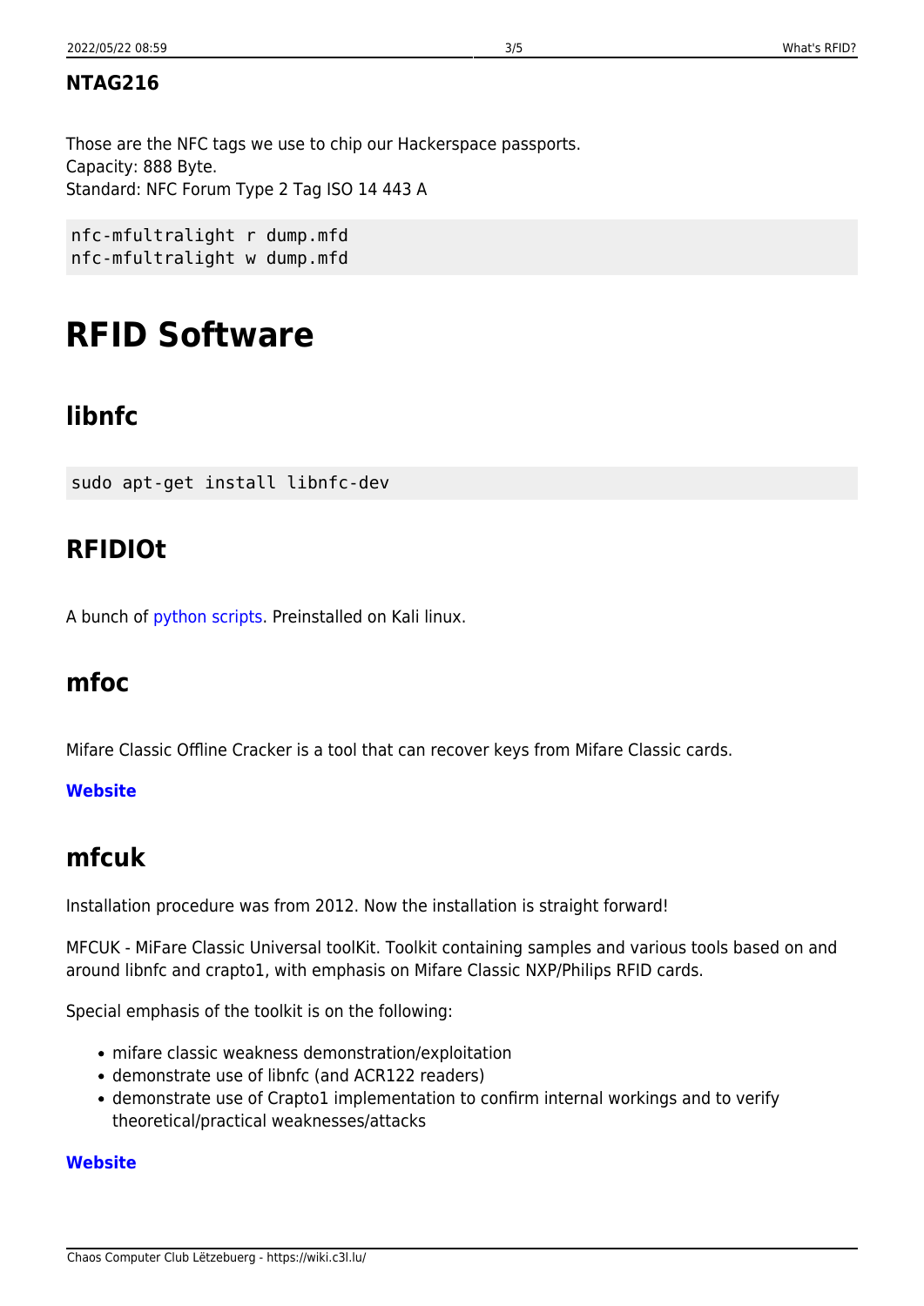### NTAG216

Those are the NFC tags we use to chip our Hackerspace passports.
Capacity: 888 Byte.
Standard: NFC Forum Type 2 Tag ISO 14 443 A

```
nfc-mfultralight r dump.mfd
nfc-mfultralight w dump.mfd
```

# RFID Software

## libnfc

```
sudo apt-get install libnfc-dev
```

## RFIDIOt

A bunch of python scripts. Preinstalled on Kali linux.

## mfoc

Mifare Classic Offline Cracker is a tool that can recover keys from Mifare Classic cards.

**Website**

## mfcuk

Installation procedure was from 2012. Now the installation is straight forward!

MFCUK - MiFare Classic Universal toolKit. Toolkit containing samples and various tools based on and around libnfc and crapto1, with emphasis on Mifare Classic NXP/Philips RFID cards.

Special emphasis of the toolkit is on the following:

- mifare classic weakness demonstration/exploitation
- demonstrate use of libnfc (and ACR122 readers)
- demonstrate use of Crapto1 implementation to confirm internal workings and to verify theoretical/practical weaknesses/attacks

**Website**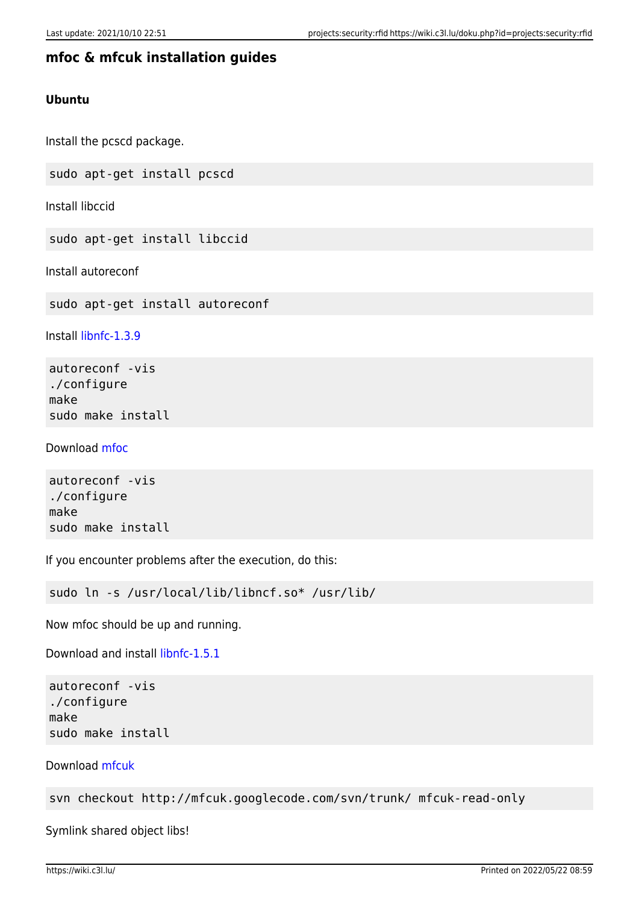## mfoc & mfcuk installation guides

### Ubuntu

Install the pcscd package.

```
sudo apt-get install pcscd
```

Install libccid

```
sudo apt-get install libccid
```

Install autoreconf

```
sudo apt-get install autoreconf
```

Install libnfc-1.3.9

```
autoreconf -vis
./configure
make
sudo make install
```

Download mfoc

```
autoreconf -vis
./configure
make
sudo make install
```

If you encounter problems after the execution, do this:

```
sudo ln -s /usr/local/lib/libncf.so* /usr/lib/
```

Now mfoc should be up and running.

Download and install libnfc-1.5.1

```
autoreconf -vis
./configure
make
sudo make install
```

Download mfcuk

```
svn checkout http://mfcuk.googlecode.com/svn/trunk/ mfcuk-read-only
```

Symlink shared object libs!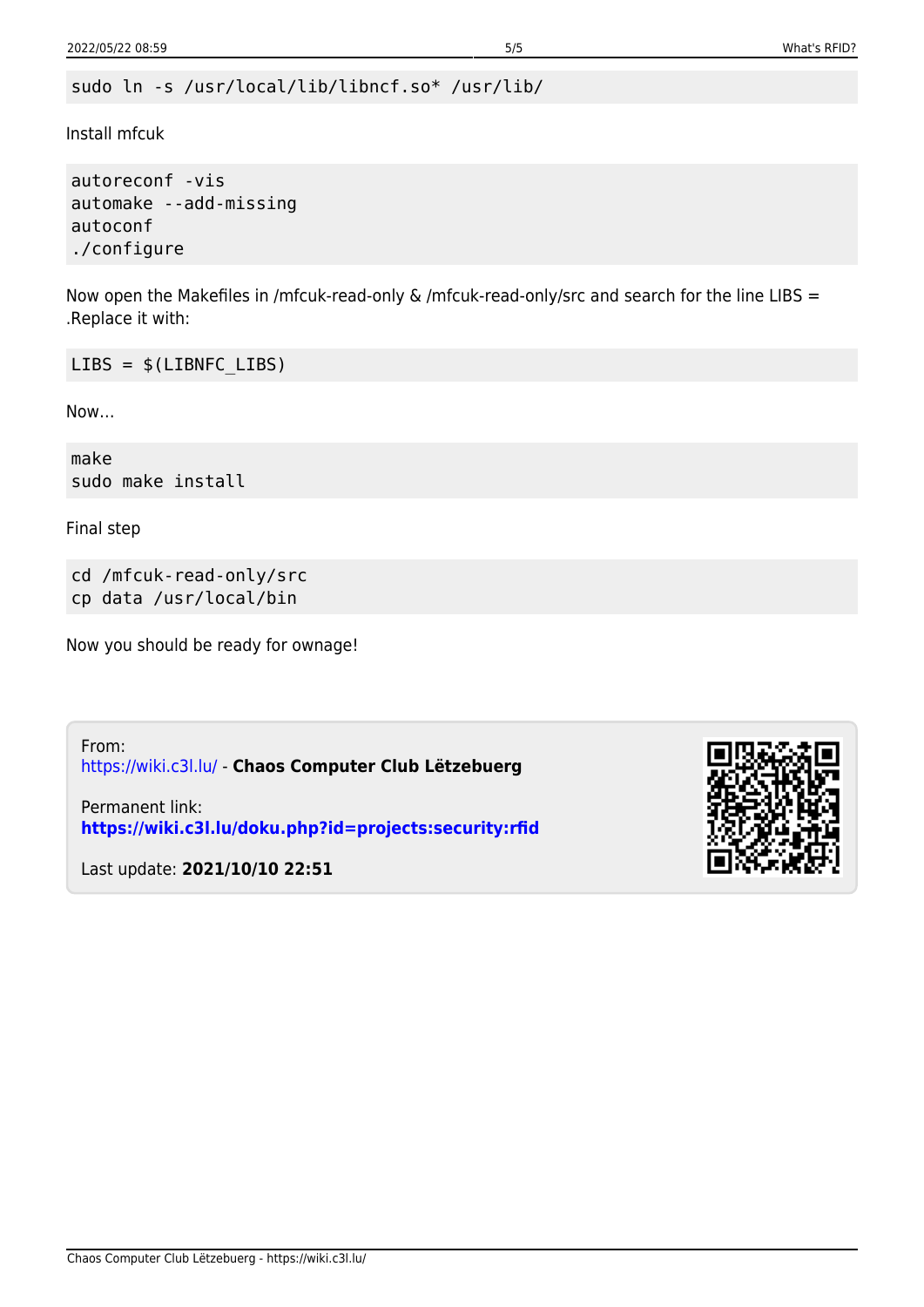```
sudo ln -s /usr/local/lib/libncf.so* /usr/lib/
```

Install mfcuk

```
autoreconf -vis
automake --add-missing
autoconf
./configure
```

Now open the Makefiles in /mfcuk-read-only & /mfcuk-read-only/src and search for the line LIBS = .Replace it with:

```
LIBS = $(LIBNFC_LIBS)
```

Now…

```
make
sudo make install
```

Final step

```
cd /mfcuk-read-only/src
cp data /usr/local/bin
```

Now you should be ready for ownage!

From:
https://wiki.c3l.lu/ - **Chaos Computer Club Lëtzebuerg**

Permanent link:
**https://wiki.c3l.lu/doku.php?id=projects:security:rfid**

Last update: **2021/10/10 22:51**